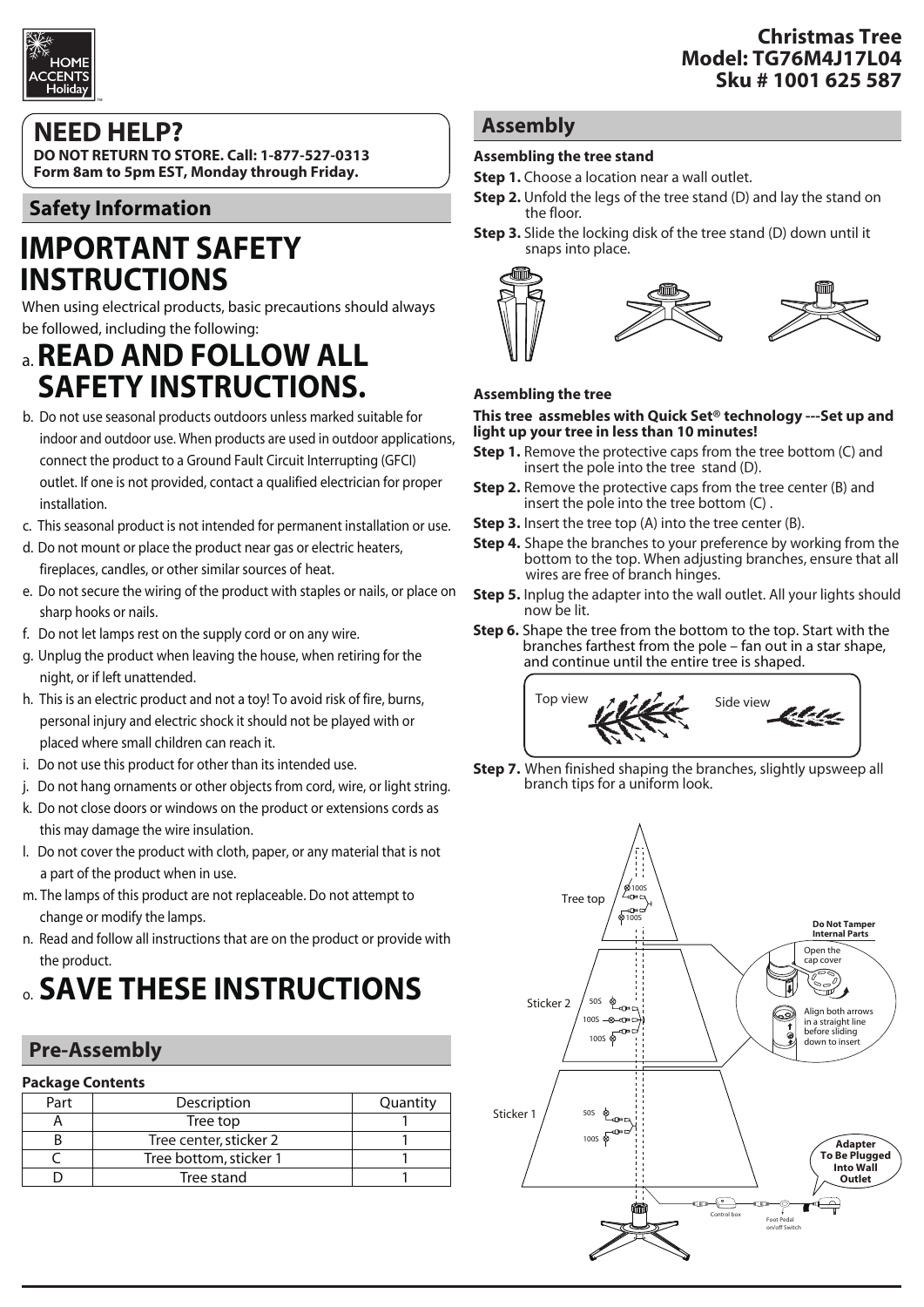**Christmas Tree**
**Model: TG76M4J17L04**
**Sku # 1001 625 587**

## NEED HELP?

**DO NOT RETURN TO STORE. Call: 1-877-527-0313**
**Form 8am to 5pm EST, Monday through Friday.**

## Safety Information

# IMPORTANT SAFETY INSTRUCTIONS

When using electrical products, basic precautions should always be followed, including the following:

a. **READ AND FOLLOW ALL SAFETY INSTRUCTIONS.**

b. Do not use seasonal products outdoors unless marked suitable for indoor and outdoor use. When products are used in outdoor applications, connect the product to a Ground Fault Circuit Interrupting (GFCI) outlet. If one is not provided, contact a qualified electrician for proper installation.

c. This seasonal product is not intended for permanent installation or use.

d. Do not mount or place the product near gas or electric heaters, fireplaces, candles, or other similar sources of heat.

e. Do not secure the wiring of the product with staples or nails, or place on sharp hooks or nails.

f. Do not let lamps rest on the supply cord or on any wire.

g. Unplug the product when leaving the house, when retiring for the night, or if left unattended.

h. This is an electric product and not a toy! To avoid risk of fire, burns, personal injury and electric shock it should not be played with or placed where small children can reach it.

i. Do not use this product for other than its intended use.

j. Do not hang ornaments or other objects from cord, wire, or light string.

k. Do not close doors or windows on the product or extensions cords as this may damage the wire insulation.

l. Do not cover the product with cloth, paper, or any material that is not a part of the product when in use.

m. The lamps of this product are not replaceable. Do not attempt to change or modify the lamps.

n. Read and follow all instructions that are on the product or provide with the product.

o. **SAVE THESE INSTRUCTIONS**

## Pre-Assembly

**Package Contents**

| Part | Description | Quantity |
|---|---|---|
| A | Tree top | 1 |
| B | Tree center, sticker 2 | 1 |
| C | Tree bottom, sticker 1 | 1 |
| D | Tree stand | 1 |

## Assembly

**Assembling the tree stand**

**Step 1.** Choose a location near a wall outlet.

**Step 2.** Unfold the legs of the tree stand (D) and lay the stand on the floor.

**Step 3.** Slide the locking disk of the tree stand (D) down until it snaps into place.

**Assembling the tree**

**This tree assmebles with Quick Set® technology ---Set up and light up your tree in less than 10 minutes!**

**Step 1.** Remove the protective caps from the tree bottom (C) and insert the pole into the tree stand (D).

**Step 2.** Remove the protective caps from the tree center (B) and insert the pole into the tree bottom (C) .

**Step 3.** Insert the tree top (A) into the tree center (B).

**Step 4.** Shape the branches to your preference by working from the bottom to the top. When adjusting branches, ensure that all wires are free of branch hinges.

**Step 5.** Inplug the adapter into the wall outlet. All your lights should now be lit.

**Step 6.** Shape the tree from the bottom to the top. Start with the branches farthest from the pole – fan out in a star shape, and continue until the entire tree is shaped.

Top view Side view

**Step 7.** When finished shaping the branches, slightly upsweep all branch tips for a uniform look.

Tree top 100S 100S

Sticker 2 50S 100S 100S

Sticker 1 50S 100S

**Do Not Tamper Internal Parts**

Open the cap cover

Align both arrows in a straight line before sliding down to insert

**Adapter To Be Plugged Into Wall Outlet**

Control box

Foot Pedal on/off Switch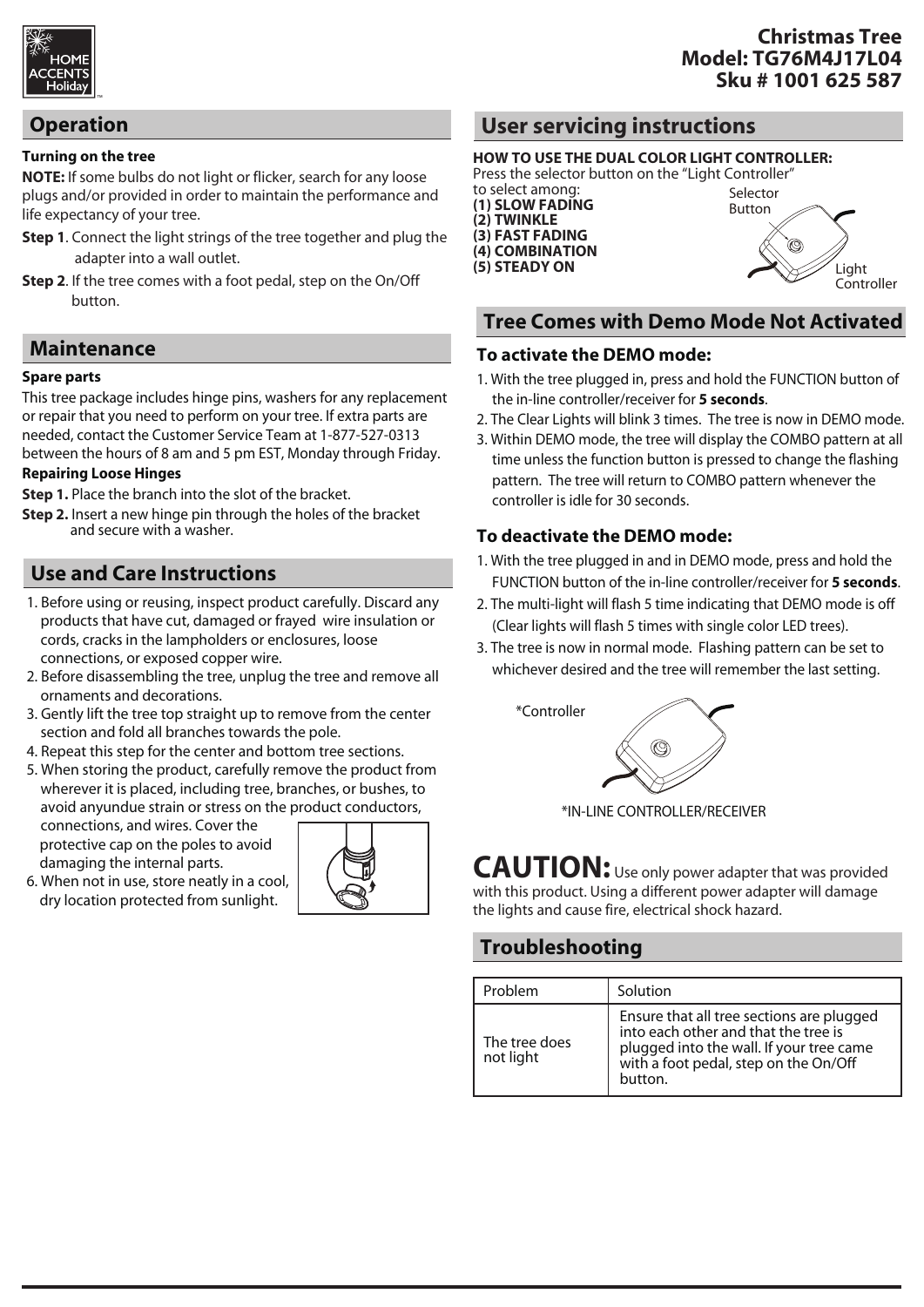**Christmas Tree**
**Model: TG76M4J17L04**
**Sku # 1001 625 587**

## Operation

**Turning on the tree**

**NOTE:** If some bulbs do not light or flicker, search for any loose plugs and/or provided in order to maintain the performance and life expectancy of your tree.

**Step 1**. Connect the light strings of the tree together and plug the adapter into a wall outlet.

**Step 2**. If the tree comes with a foot pedal, step on the On/Off button.

## Maintenance

**Spare parts**

This tree package includes hinge pins, washers for any replacement or repair that you need to perform on your tree. If extra parts are needed, contact the Customer Service Team at 1-877-527-0313 between the hours of 8 am and 5 pm EST, Monday through Friday.

**Repairing Loose Hinges**

**Step 1.** Place the branch into the slot of the bracket.

**Step 2.** Insert a new hinge pin through the holes of the bracket and secure with a washer.

## Use and Care Instructions

1. Before using or reusing, inspect product carefully. Discard any products that have cut, damaged or frayed wire insulation or cords, cracks in the lampholders or enclosures, loose connections, or exposed copper wire.
2. Before disassembling the tree, unplug the tree and remove all ornaments and decorations.
3. Gently lift the tree top straight up to remove from the center section and fold all branches towards the pole.
4. Repeat this step for the center and bottom tree sections.
5. When storing the product, carefully remove the product from wherever it is placed, including tree, branches, or bushes, to avoid anyundue strain or stress on the product conductors, connections, and wires. Cover the protective cap on the poles to avoid damaging the internal parts.
6. When not in use, store neatly in a cool, dry location protected from sunlight.

## User servicing instructions

**HOW TO USE THE DUAL COLOR LIGHT CONTROLLER:**
Press the selector button on the "Light Controller" to select among:
**(1) SLOW FADING**
**(2) TWINKLE**
**(3) FAST FADING**
**(4) COMBINATION**
**(5) STEADY ON**

Selector Button

Light Controller

## Tree Comes with Demo Mode Not Activated

### To activate the DEMO mode:

1. With the tree plugged in, press and hold the FUNCTION button of the in-line controller/receiver for **5 seconds**.
2. The Clear Lights will blink 3 times. The tree is now in DEMO mode.
3. Within DEMO mode, the tree will display the COMBO pattern at all time unless the function button is pressed to change the flashing pattern. The tree will return to COMBO pattern whenever the controller is idle for 30 seconds.

### To deactivate the DEMO mode:

1. With the tree plugged in and in DEMO mode, press and hold the FUNCTION button of the in-line controller/receiver for **5 seconds**.
2. The multi-light will flash 5 time indicating that DEMO mode is off (Clear lights will flash 5 times with single color LED trees).
3. The tree is now in normal mode. Flashing pattern can be set to whichever desired and the tree will remember the last setting.

*Controller

*IN-LINE CONTROLLER/RECEIVER

**CAUTION:** Use only power adapter that was provided with this product. Using a different power adapter will damage the lights and cause fire, electrical shock hazard.

## Troubleshooting

| Problem | Solution |
| --- | --- |
| The tree does not light | Ensure that all tree sections are plugged into each other and that the tree is plugged into the wall. If your tree came with a foot pedal, step on the On/Off button. |